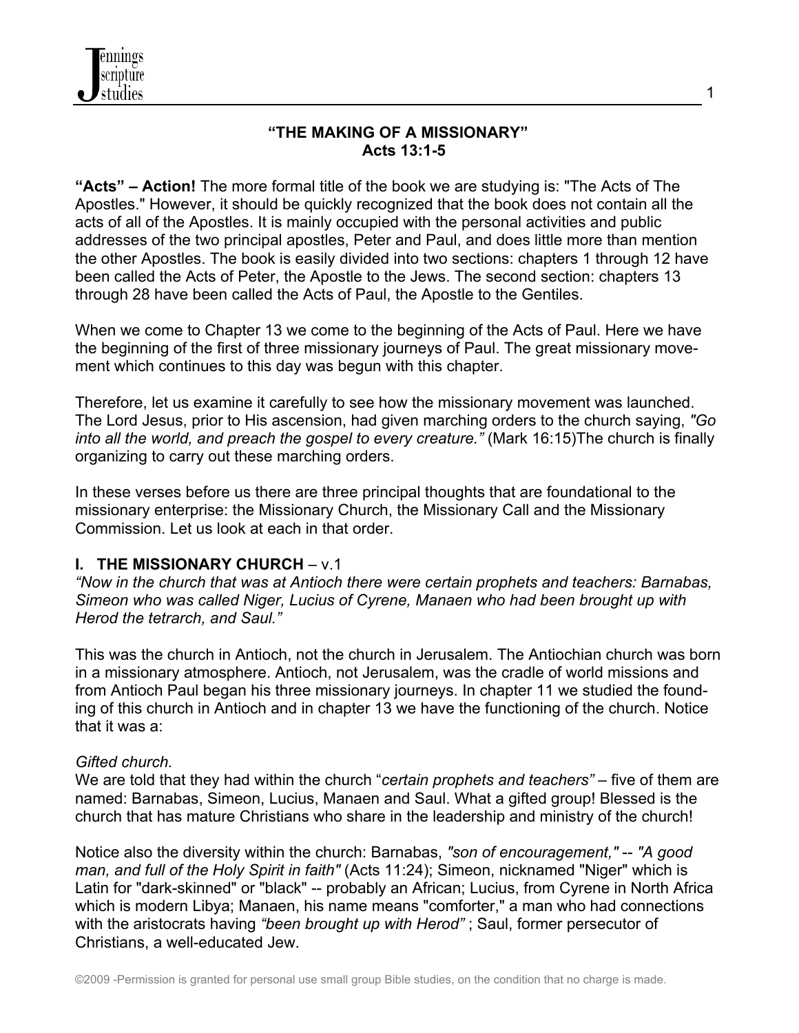**"THE MAKING OF A MISSIONARY"**
**Acts 13:1-5**

**"Acts" – Action!** The more formal title of the book we are studying is: "The Acts of The Apostles." However, it should be quickly recognized that the book does not contain all the acts of all of the Apostles. It is mainly occupied with the personal activities and public addresses of the two principal apostles, Peter and Paul, and does little more than mention the other Apostles. The book is easily divided into two sections: chapters 1 through 12 have been called the Acts of Peter, the Apostle to the Jews. The second section: chapters 13 through 28 have been called the Acts of Paul, the Apostle to the Gentiles.

When we come to Chapter 13 we come to the beginning of the Acts of Paul. Here we have the beginning of the first of three missionary journeys of Paul. The great missionary movement which continues to this day was begun with this chapter.

Therefore, let us examine it carefully to see how the missionary movement was launched. The Lord Jesus, prior to His ascension, had given marching orders to the church saying, *"Go into all the world, and preach the gospel to every creature."* (Mark 16:15)The church is finally organizing to carry out these marching orders.

In these verses before us there are three principal thoughts that are foundational to the missionary enterprise: the Missionary Church, the Missionary Call and the Missionary Commission. Let us look at each in that order.

## I. THE MISSIONARY CHURCH – v.1

*"Now in the church that was at Antioch there were certain prophets and teachers: Barnabas, Simeon who was called Niger, Lucius of Cyrene, Manaen who had been brought up with Herod the tetrarch, and Saul."*

This was the church in Antioch, not the church in Jerusalem. The Antiochian church was born in a missionary atmosphere. Antioch, not Jerusalem, was the cradle of world missions and from Antioch Paul began his three missionary journeys. In chapter 11 we studied the founding of this church in Antioch and in chapter 13 we have the functioning of the church. Notice that it was a:

*Gifted church.*
We are told that they had within the church "*certain prophets and teachers"* – five of them are named: Barnabas, Simeon, Lucius, Manaen and Saul. What a gifted group! Blessed is the church that has mature Christians who share in the leadership and ministry of the church!

Notice also the diversity within the church: Barnabas, *"son of encouragement,"* -- *"A good man, and full of the Holy Spirit in faith"* (Acts 11:24); Simeon, nicknamed "Niger" which is Latin for "dark-skinned" or "black" -- probably an African; Lucius, from Cyrene in North Africa which is modern Libya; Manaen, his name means "comforter," a man who had connections with the aristocrats having *"been brought up with Herod"* ; Saul, former persecutor of Christians, a well-educated Jew.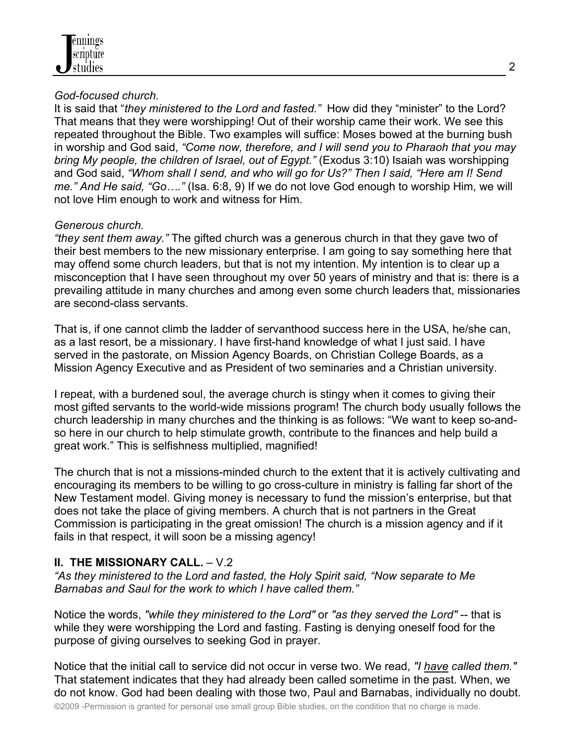*God-focused church.*

It is said that "*they ministered to the Lord and fasted.*" How did they "minister" to the Lord? That means that they were worshipping! Out of their worship came their work. We see this repeated throughout the Bible. Two examples will suffice: Moses bowed at the burning bush in worship and God said, *"Come now, therefore, and I will send you to Pharaoh that you may bring My people, the children of Israel, out of Egypt."* (Exodus 3:10) Isaiah was worshipping and God said, *"Whom shall I send, and who will go for Us?" Then I said, "Here am I! Send me." And He said, "Go…."* (Isa. 6:8, 9) If we do not love God enough to worship Him, we will not love Him enough to work and witness for Him.

*Generous church.*

*"they sent them away."* The gifted church was a generous church in that they gave two of their best members to the new missionary enterprise. I am going to say something here that may offend some church leaders, but that is not my intention. My intention is to clear up a misconception that I have seen throughout my over 50 years of ministry and that is: there is a prevailing attitude in many churches and among even some church leaders that, missionaries are second-class servants.

That is, if one cannot climb the ladder of servanthood success here in the USA, he/she can, as a last resort, be a missionary. I have first-hand knowledge of what I just said. I have served in the pastorate, on Mission Agency Boards, on Christian College Boards, as a Mission Agency Executive and as President of two seminaries and a Christian university.

I repeat, with a burdened soul, the average church is stingy when it comes to giving their most gifted servants to the world-wide missions program! The church body usually follows the church leadership in many churches and the thinking is as follows: "We want to keep so-and-so here in our church to help stimulate growth, contribute to the finances and help build a great work." This is selfishness multiplied, magnified!

The church that is not a missions-minded church to the extent that it is actively cultivating and encouraging its members to be willing to go cross-culture in ministry is falling far short of the New Testament model. Giving money is necessary to fund the mission's enterprise, but that does not take the place of giving members. A church that is not partners in the Great Commission is participating in the great omission! The church is a mission agency and if it fails in that respect, it will soon be a missing agency!

**II. THE MISSIONARY CALL.** – V.2

*"As they ministered to the Lord and fasted, the Holy Spirit said, "Now separate to Me Barnabas and Saul for the work to which I have called them."*

Notice the words, *"while they ministered to the Lord"* or *"as they served the Lord"* -- that is while they were worshipping the Lord and fasting. Fasting is denying oneself food for the purpose of giving ourselves to seeking God in prayer.

Notice that the initial call to service did not occur in verse two. We read, *"I <u>have</u> called them."* That statement indicates that they had already been called sometime in the past. When, we do not know. God had been dealing with those two, Paul and Barnabas, individually no doubt.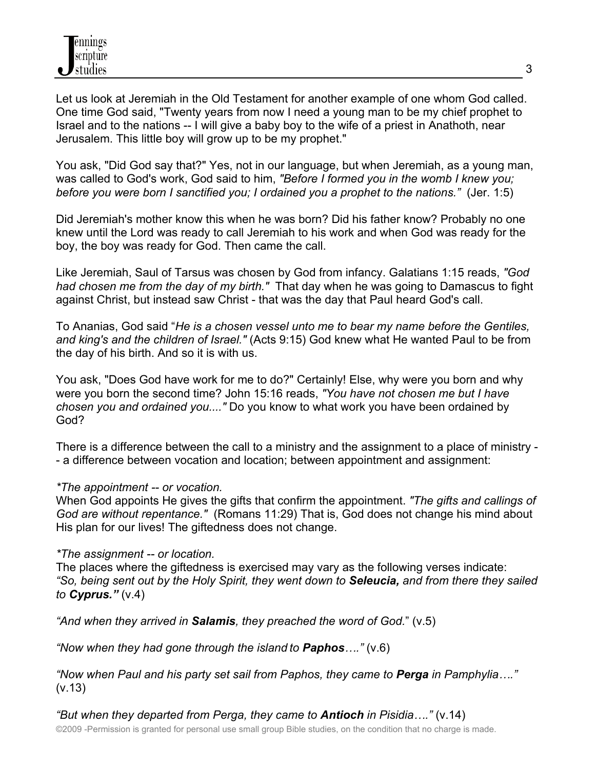Let us look at Jeremiah in the Old Testament for another example of one whom God called. One time God said, "Twenty years from now I need a young man to be my chief prophet to Israel and to the nations -- I will give a baby boy to the wife of a priest in Anathoth, near Jerusalem. This little boy will grow up to be my prophet."

You ask, "Did God say that?" Yes, not in our language, but when Jeremiah, as a young man, was called to God's work, God said to him, *"Before I formed you in the womb I knew you; before you were born I sanctified you; I ordained you a prophet to the nations."* (Jer. 1:5)

Did Jeremiah's mother know this when he was born? Did his father know? Probably no one knew until the Lord was ready to call Jeremiah to his work and when God was ready for the boy, the boy was ready for God. Then came the call.

Like Jeremiah, Saul of Tarsus was chosen by God from infancy. Galatians 1:15 reads, *"God had chosen me from the day of my birth."* That day when he was going to Damascus to fight against Christ, but instead saw Christ - that was the day that Paul heard God's call.

To Ananias, God said "*He is a chosen vessel unto me to bear my name before the Gentiles, and king's and the children of Israel."* (Acts 9:15) God knew what He wanted Paul to be from the day of his birth. And so it is with us.

You ask, "Does God have work for me to do?" Certainly! Else, why were you born and why were you born the second time? John 15:16 reads, *"You have not chosen me but I have chosen you and ordained you...."* Do you know to what work you have been ordained by God?

There is a difference between the call to a ministry and the assignment to a place of ministry -- a difference between vocation and location; between appointment and assignment:

*\*The appointment -- or vocation.*
When God appoints He gives the gifts that confirm the appointment. *"The gifts and callings of God are without repentance."* (Romans 11:29) That is, God does not change his mind about His plan for our lives! The giftedness does not change.

*\*The assignment -- or location.*
The places where the giftedness is exercised may vary as the following verses indicate:
*"So, being sent out by the Holy Spirit, they went down to* ***Seleucia,*** *and from there they sailed to* ***Cyprus."*** (v.4)

*"And when they arrived in* ***Salamis****, they preached the word of God.*" (v.5)

*"Now when they had gone through the island to* ***Paphos****…."* (v.6)

*"Now when Paul and his party set sail from Paphos, they came to* ***Perga*** *in Pamphylia…."* (v.13)

*"But when they departed from Perga, they came to* ***Antioch*** *in Pisidia…."* (v.14)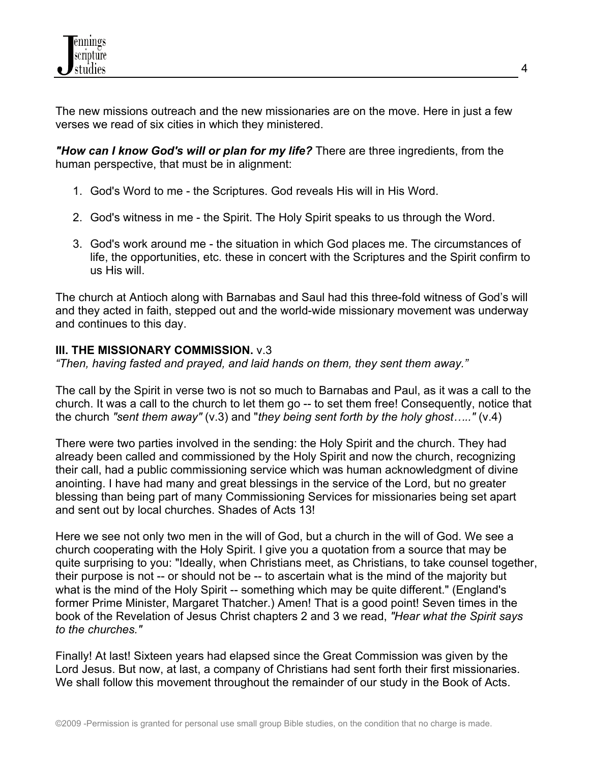The new missions outreach and the new missionaries are on the move. Here in just a few verses we read of six cities in which they ministered.

***"How can I know God's will or plan for my life?*** There are three ingredients, from the human perspective, that must be in alignment:

1. God's Word to me - the Scriptures. God reveals His will in His Word.
2. God's witness in me - the Spirit. The Holy Spirit speaks to us through the Word.
3. God's work around me - the situation in which God places me. The circumstances of life, the opportunities, etc. these in concert with the Scriptures and the Spirit confirm to us His will.

The church at Antioch along with Barnabas and Saul had this three-fold witness of God's will and they acted in faith, stepped out and the world-wide missionary movement was underway and continues to this day.

**III. THE MISSIONARY COMMISSION.** v.3
*"Then, having fasted and prayed, and laid hands on them, they sent them away."*

The call by the Spirit in verse two is not so much to Barnabas and Paul, as it was a call to the church. It was a call to the church to let them go -- to set them free! Consequently, notice that the church *"sent them away"* (v.3) and "*they being sent forth by the holy ghost….."* (v.4)

There were two parties involved in the sending: the Holy Spirit and the church. They had already been called and commissioned by the Holy Spirit and now the church, recognizing their call, had a public commissioning service which was human acknowledgment of divine anointing. I have had many and great blessings in the service of the Lord, but no greater blessing than being part of many Commissioning Services for missionaries being set apart and sent out by local churches. Shades of Acts 13!

Here we see not only two men in the will of God, but a church in the will of God. We see a church cooperating with the Holy Spirit. I give you a quotation from a source that may be quite surprising to you: "Ideally, when Christians meet, as Christians, to take counsel together, their purpose is not -- or should not be -- to ascertain what is the mind of the majority but what is the mind of the Holy Spirit -- something which may be quite different." (England's former Prime Minister, Margaret Thatcher.) Amen! That is a good point! Seven times in the book of the Revelation of Jesus Christ chapters 2 and 3 we read, *"Hear what the Spirit says to the churches."*

Finally! At last! Sixteen years had elapsed since the Great Commission was given by the Lord Jesus. But now, at last, a company of Christians had sent forth their first missionaries. We shall follow this movement throughout the remainder of our study in the Book of Acts.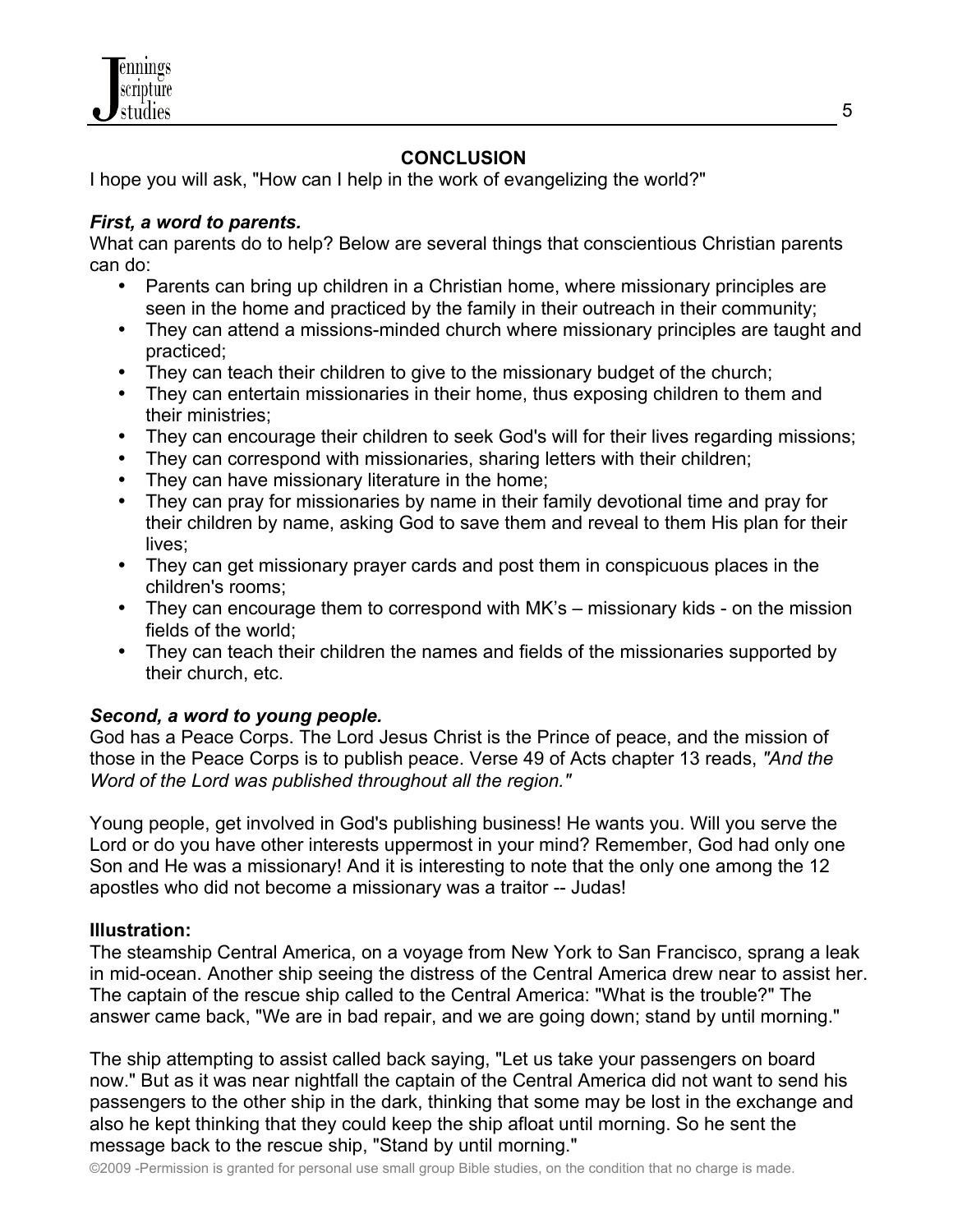## CONCLUSION

I hope you will ask, "How can I help in the work of evangelizing the world?"

***First, a word to parents.***

What can parents do to help? Below are several things that conscientious Christian parents can do:

- Parents can bring up children in a Christian home, where missionary principles are seen in the home and practiced by the family in their outreach in their community;
- They can attend a missions-minded church where missionary principles are taught and practiced;
- They can teach their children to give to the missionary budget of the church;
- They can entertain missionaries in their home, thus exposing children to them and their ministries;
- They can encourage their children to seek God's will for their lives regarding missions;
- They can correspond with missionaries, sharing letters with their children;
- They can have missionary literature in the home;
- They can pray for missionaries by name in their family devotional time and pray for their children by name, asking God to save them and reveal to them His plan for their lives;
- They can get missionary prayer cards and post them in conspicuous places in the children's rooms;
- They can encourage them to correspond with MK's – missionary kids - on the mission fields of the world;
- They can teach their children the names and fields of the missionaries supported by their church, etc.

***Second, a word to young people.***

God has a Peace Corps. The Lord Jesus Christ is the Prince of peace, and the mission of those in the Peace Corps is to publish peace. Verse 49 of Acts chapter 13 reads, *"And the Word of the Lord was published throughout all the region."*

Young people, get involved in God's publishing business! He wants you. Will you serve the Lord or do you have other interests uppermost in your mind? Remember, God had only one Son and He was a missionary! And it is interesting to note that the only one among the 12 apostles who did not become a missionary was a traitor -- Judas!

**Illustration:**

The steamship Central America, on a voyage from New York to San Francisco, sprang a leak in mid-ocean. Another ship seeing the distress of the Central America drew near to assist her. The captain of the rescue ship called to the Central America: "What is the trouble?" The answer came back, "We are in bad repair, and we are going down; stand by until morning."

The ship attempting to assist called back saying, "Let us take your passengers on board now." But as it was near nightfall the captain of the Central America did not want to send his passengers to the other ship in the dark, thinking that some may be lost in the exchange and also he kept thinking that they could keep the ship afloat until morning. So he sent the message back to the rescue ship, "Stand by until morning."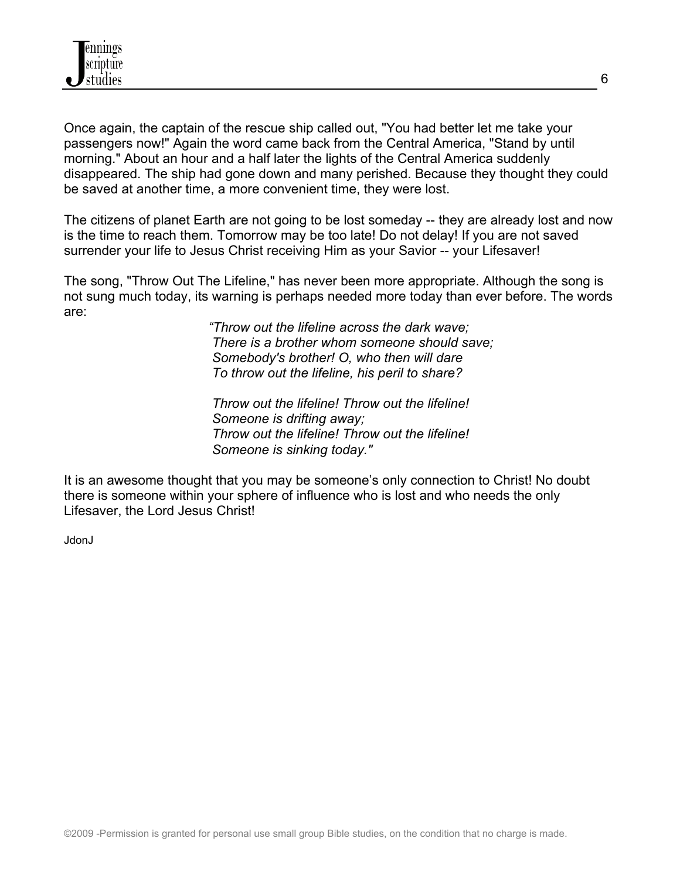Once again, the captain of the rescue ship called out, "You had better let me take your passengers now!" Again the word came back from the Central America, "Stand by until morning." About an hour and a half later the lights of the Central America suddenly disappeared. The ship had gone down and many perished. Because they thought they could be saved at another time, a more convenient time, they were lost.

The citizens of planet Earth are not going to be lost someday -- they are already lost and now is the time to reach them. Tomorrow may be too late! Do not delay! If you are not saved surrender your life to Jesus Christ receiving Him as your Savior -- your Lifesaver!

The song, "Throw Out The Lifeline," has never been more appropriate. Although the song is not sung much today, its warning is perhaps needed more today than ever before. The words are:

> *"Throw out the lifeline across the dark wave;*
> *There is a brother whom someone should save;*
> *Somebody's brother! O, who then will dare*
> *To throw out the lifeline, his peril to share?*
>
> *Throw out the lifeline! Throw out the lifeline!*
> *Someone is drifting away;*
> *Throw out the lifeline! Throw out the lifeline!*
> *Someone is sinking today."*

It is an awesome thought that you may be someone's only connection to Christ! No doubt there is someone within your sphere of influence who is lost and who needs the only Lifesaver, the Lord Jesus Christ!

JdonJ

©2009 -Permission is granted for personal use small group Bible studies, on the condition that no charge is made.